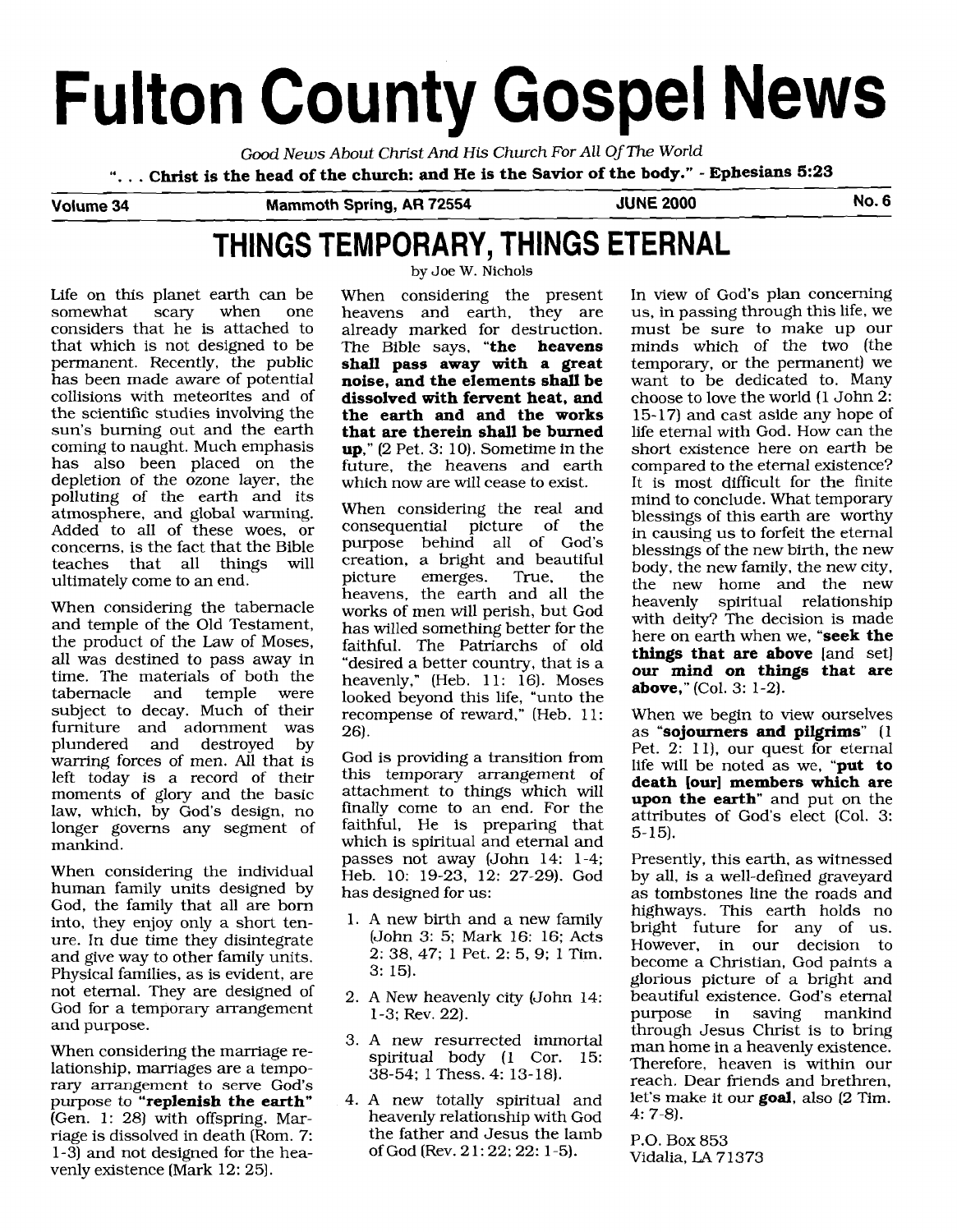# Fulton County Gospel News

*Good News About Christ And His Church For All Of The World*

"... **Christ is the head of the church: and He is the Savior of the body." - Ephesians 5:23**

**Volume 34** | **Mammoth Spring, AR 72554** | **JUNE 2000** | **No. 6**

## THINGS TEMPORARY, THINGS ETERNAL

by Joe W. Nichols

Life on this planet earth can be somewhat scary when one considers that he is attached to that which is not designed to be permanent. Recently, the public has been made aware of potential collisions with meteorites and of the scientific studies involving the sun's burning out and the earth coming to naught. Much emphasis has also been placed on the depletion of the ozone layer, the polluting of the earth and its atmosphere, and global warming. Added to all of these woes, or concerns, is the fact that the Bible teaches that all things will ultimately come to an end.

When considering the tabernacle and temple of the Old Testament, the product of the Law of Moses, all was destined to pass away in time. The materials of both the tabernacle and temple were subject to decay. Much of their furniture and adornment was plundered and destroyed by warring forces of men. All that is left today is a record of their moments of glory and the basic law, which, by God's design, no longer governs any segment of mankind.

When considering the individual human family units designed by God, the family that all are born into, they enjoy only a short tenure. In due time they disintegrate and give way to other family units. Physical families, as is evident, are not eternal. They are designed of God for a temporary arrangement and purpose.

When considering the marriage relationship, marriages are a temporary arrangement to serve God's purpose to **"replenish the earth"** (Gen. 1: 28) with offspring. Marriage is dissolved in death (Rom. 7: 1-3) and not designed for the heavenly existence (Mark 12: 25).

When considering the present heavens and earth, they are already marked for destruction. The Bible says, **"the heavens shall pass away with a great noise, and the elements shall be dissolved with fervent heat, and the earth and and the works that are therein shall be burned up,"** (2 Pet. 3: 10). Sometime in the future, the heavens and earth which now are will cease to exist.

When considering the real and consequential picture of the purpose behind all of God's creation, a bright and beautiful picture emerges. True, the heavens, the earth and all the works of men will perish, but God has willed something better for the faithful. The Patriarchs of old "desired a better country, that is a heavenly," (Heb. 11: 16). Moses looked beyond this life, "unto the recompense of reward," (Heb. 11: 26).

God is providing a transition from this temporary arrangement of attachment to things which will finally come to an end. For the faithful, He is preparing that which is spiritual and eternal and passes not away (John 14: 1-4; Heb. 10: 19-23, 12: 27-29). God has designed for us:

1. A new birth and a new family (John 3: 5; Mark 16: 16; Acts 2: 38, 47; 1 Pet. 2: 5, 9; 1 Tim. 3: 15).
2. A New heavenly city (John 14: 1-3; Rev. 22).
3. A new resurrected immortal spiritual body (1 Cor. 15: 38-54; 1 Thess. 4: 13-18).
4. A new totally spiritual and heavenly relationship with God the father and Jesus the lamb of God (Rev. 21: 22; 22: 1-5).

In view of God's plan concerning us, in passing through this life, we must be sure to make up our minds which of the two (the temporary, or the permanent) we want to be dedicated to. Many choose to love the world (1 John 2: 15-17) and cast aside any hope of life eternal with God. How can the short existence here on earth be compared to the eternal existence? It is most difficult for the finite mind to conclude. What temporary blessings of this earth are worthy in causing us to forfeit the eternal blessings of the new birth, the new body, the new family, the new city, the new home and the new heavenly spiritual relationship with deity? The decision is made here on earth when we, **"seek the things that are above** [and set] **our mind on things that are above,"** (Col. 3: 1-2).

When we begin to view ourselves as **"sojourners and pilgrims"** (1 Pet. 2: 11), our quest for eternal life will be noted as we, **"put to death [our] members which are upon the earth"** and put on the attributes of God's elect (Col. 3: 5-15).

Presently, this earth, as witnessed by all, is a well-defined graveyard as tombstones line the roads and highways. This earth holds no bright future for any of us. However, in our decision to become a Christian, God paints a glorious picture of a bright and beautiful existence. God's eternal purpose in saving mankind through Jesus Christ is to bring man home in a heavenly existence. Therefore, heaven is within our reach. Dear friends and brethren, let's make it our **goal**, also (2 Tim. 4: 7-8).

P.O. Box 853
Vidalia, LA 71373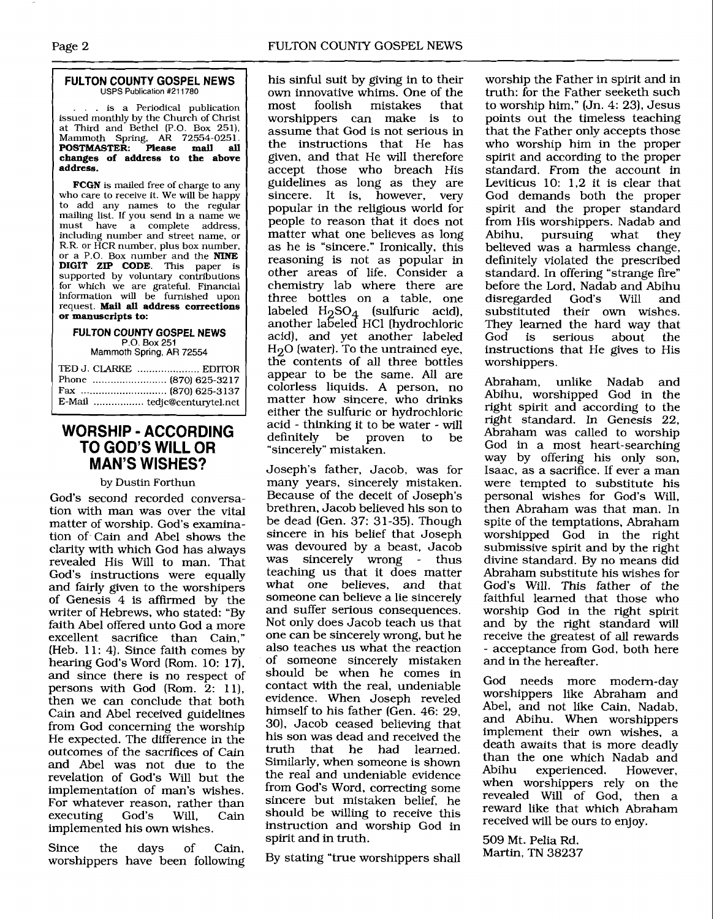**FULTON COUNTY GOSPEL NEWS**
USPS Publication #211780

. . . is a Periodical publication issued monthly by the Church of Christ at Third and Bethel (P.O. Box 251), Mammoth Spring, AR 72554-0251. **POSTMASTER: Please mail all changes of address to the above address.**

**FCGN** is mailed free of charge to any who care to receive it. We will be happy to add any names to the regular mailing list. If you send in a name we must have a complete address, including number and street name, or R.R. or HCR number, plus box number, or a P.O. Box number and the **NINE DIGIT ZIP CODE**. This paper is supported by voluntary contributions for which we are grateful. Financial information will be furnished upon request. **Mail all address corrections or manuscripts to:**

**FULTON COUNTY GOSPEL NEWS**
P.O. Box 251
Mammoth Spring, AR 72554

TED J. CLARKE .................... EDITOR
Phone ........................ (870) 625-3217
Fax ............................ (870) 625-3137
E-Mail ................ tedjc@centurytel.net

# WORSHIP - ACCORDING TO GOD'S WILL OR MAN'S WISHES?

by Dustin Forthun

God's second recorded conversation with man was over the vital matter of worship. God's examination of Cain and Abel shows the clarity with which God has always revealed His Will to man. That God's instructions were equally and fairly given to the worshipers of Genesis 4 is affirmed by the writer of Hebrews, who stated: "By faith Abel offered unto God a more excellent sacrifice than Cain," (Heb. 11: 4). Since faith comes by hearing God's Word (Rom. 10: 17), and since there is no respect of persons with God (Rom. 2: 11), then we can conclude that both Cain and Abel received guidelines from God concerning the worship He expected. The difference in the outcomes of the sacrifices of Cain and Abel was not due to the revelation of God's Will but the implementation of man's wishes. For whatever reason, rather than executing God's Will, Cain implemented his own wishes.

Since the days of Cain, worshippers have been following his sinful suit by giving in to their own innovative whims. One of the most foolish mistakes that worshippers can make is to assume that God is not serious in the instructions that He has given, and that He will therefore accept those who breach His guidelines as long as they are sincere. It is, however, very popular in the religious world for people to reason that it does not matter what one believes as long as he is "sincere." Ironically, this reasoning is not as popular in other areas of life. Consider a chemistry lab where there are three bottles on a table, one labeled $H_2SO_4$ (sulfuric acid), another labeled HCl (hydrochloric acid), and yet another labeled $H_2O$ (water). To the untrained eye, the contents of all three bottles appear to be the same. All are colorless liquids. A person, no matter how sincere, who drinks either the sulfuric or hydrochloric acid - thinking it to be water - will definitely be proven to be "sincerely" mistaken.

Joseph's father, Jacob, was for many years, sincerely mistaken. Because of the deceit of Joseph's brethren, Jacob believed his son to be dead (Gen. 37: 31-35). Though sincere in his belief that Joseph was devoured by a beast, Jacob was sincerely wrong - thus teaching us that it does matter what one believes, and that someone can believe a lie sincerely and suffer serious consequences. Not only does Jacob teach us that one can be sincerely wrong, but he also teaches us what the reaction of someone sincerely mistaken should be when he comes in contact with the real, undeniable evidence. When Joseph reveled himself to his father (Gen. 46: 29, 30), Jacob ceased believing that his son was dead and received the truth that he had learned. Similarly, when someone is shown the real and undeniable evidence from God's Word, correcting some sincere but mistaken belief, he should be willing to receive this instruction and worship God in spirit and in truth.

By stating "true worshippers shall worship the Father in spirit and in truth: for the Father seeketh such to worship him," (Jn. 4: 23), Jesus points out the timeless teaching that the Father only accepts those who worship him in the proper spirit and according to the proper standard. From the account in Leviticus 10: 1,2 it is clear that God demands both the proper spirit and the proper standard from His worshippers. Nadab and Abihu, pursuing what they believed was a harmless change, definitely violated the prescribed standard. In offering "strange fire" before the Lord, Nadab and Abihu disregarded God's Will and substituted their own wishes. They learned the hard way that God is serious about the instructions that He gives to His worshippers.

Abraham, unlike Nadab and Abihu, worshipped God in the right spirit and according to the right standard. In Genesis 22, Abraham was called to worship God in a most heart-searching way by offering his only son, Isaac, as a sacrifice. If ever a man were tempted to substitute his personal wishes for God's Will, then Abraham was that man. In spite of the temptations, Abraham worshipped God in the right submissive spirit and by the right divine standard. By no means did Abraham substitute his wishes for God's Will. This father of the faithful learned that those who worship God in the right spirit and by the right standard will receive the greatest of all rewards - acceptance from God, both here and in the hereafter.

God needs more modern-day worshippers like Abraham and Abel, and not like Cain, Nadab, and Abihu. When worshippers implement their own wishes, a death awaits that is more deadly than the one which Nadab and Abihu experienced. However, when worshippers rely on the revealed Will of God, then a reward like that which Abraham received will be ours to enjoy.

509 Mt. Pelia Rd.
Martin, TN 38237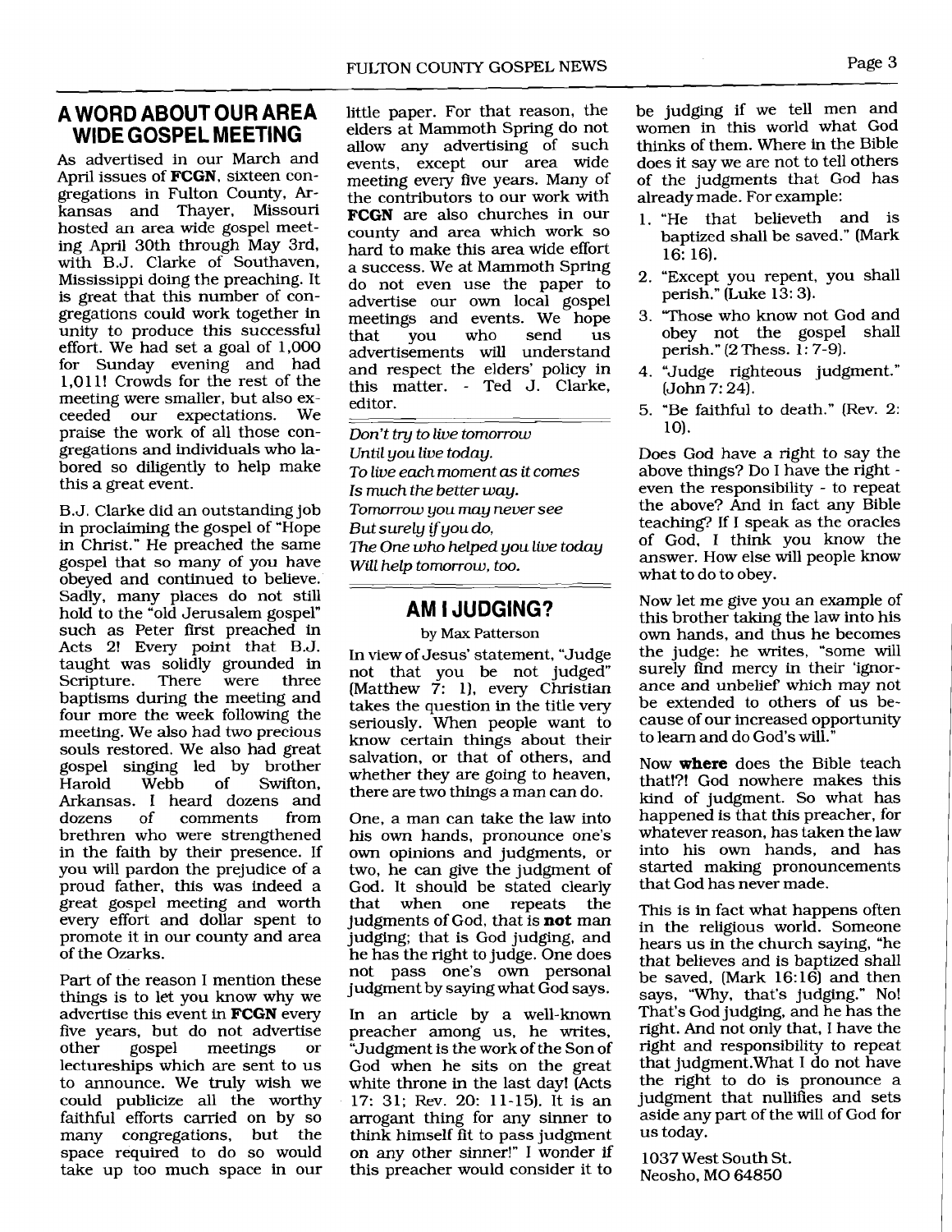## A WORD ABOUT OUR AREA WIDE GOSPEL MEETING

As advertised in our March and April issues of **FCGN**, sixteen congregations in Fulton County, Arkansas and Thayer, Missouri hosted an area wide gospel meeting April 30th through May 3rd, with B.J. Clarke of Southaven, Mississippi doing the preaching. It is great that this number of congregations could work together in unity to produce this successful effort. We had set a goal of 1,000 for Sunday evening and had 1,011! Crowds for the rest of the meeting were smaller, but also exceeded our expectations. We praise the work of all those congregations and individuals who labored so diligently to help make this a great event.

B.J. Clarke did an outstanding job in proclaiming the gospel of "Hope in Christ." He preached the same gospel that so many of you have obeyed and continued to believe. Sadly, many places do not still hold to the "old Jerusalem gospel" such as Peter first preached in Acts 2! Every point that B.J. taught was solidly grounded in Scripture. There were three baptisms during the meeting and four more the week following the meeting. We also had two precious souls restored. We also had great gospel singing led by brother Harold Webb of Swifton, Arkansas. I heard dozens and dozens of comments from brethren who were strengthened in the faith by their presence. If you will pardon the prejudice of a proud father, this was indeed a great gospel meeting and worth every effort and dollar spent to promote it in our county and area of the Ozarks.

Part of the reason I mention these things is to let you know why we advertise this event in **FCGN** every five years, but do not advertise other gospel meetings or lectureships which are sent to us to announce. We truly wish we could publicize all the worthy faithful efforts carried on by so many congregations, but the space required to do so would take up too much space in our little paper. For that reason, the elders at Mammoth Spring do not allow any advertising of such events, except our area wide meeting every five years. Many of the contributors to our work with **FCGN** are also churches in our county and area which work so hard to make this area wide effort a success. We at Mammoth Spring do not even use the paper to advertise our own local gospel meetings and events. We hope that you who send us advertisements will understand and respect the elders' policy in this matter. - Ted J. Clarke, editor.

*Don't try to live tomorrow*
*Until you live today.*
*To live each moment as it comes*
*Is much the better way.*
*Tomorrow you may never see*
*But surely if you do,*
*The One who helped you live today*
*Will help tomorrow, too.*

## AM I JUDGING?

by Max Patterson

In view of Jesus' statement, "Judge not that you be not judged" (Matthew 7: 1), every Christian takes the question in the title very seriously. When people want to know certain things about their salvation, or that of others, and whether they are going to heaven, there are two things a man can do.

One, a man can take the law into his own hands, pronounce one's own opinions and judgments, or two, he can give the judgment of God. It should be stated clearly that when one repeats the judgments of God, that is **not** man judging; that is God judging, and he has the right to judge. One does not pass one's own personal judgment by saying what God says.

In an article by a well-known preacher among us, he writes, "Judgment is the work of the Son of God when he sits on the great white throne in the last day! (Acts 17: 31; Rev. 20: 11-15). It is an arrogant thing for any sinner to think himself fit to pass judgment on any other sinner!" I wonder if this preacher would consider it to be judging if we tell men and women in this world what God thinks of them. Where in the Bible does it say we are not to tell others of the judgments that God has already made. For example:

1. "He that believeth and is baptized shall be saved." (Mark 16: 16).
2. "Except you repent, you shall perish." (Luke 13: 3).
3. "Those who know not God and obey not the gospel shall perish." (2 Thess. 1: 7-9).
4. "Judge righteous judgment." (John 7: 24).
5. "Be faithful to death." (Rev. 2: 10).

Does God have a right to say the above things? Do I have the right - even the responsibility - to repeat the above? And in fact any Bible teaching? If I speak as the oracles of God, I think you know the answer. How else will people know what to do to obey.

Now let me give you an example of this brother taking the law into his own hands, and thus he becomes the judge: he writes, "some will surely find mercy in their 'ignorance and unbelief' which may not be extended to others of us because of our increased opportunity to learn and do God's will."

Now **where** does the Bible teach that!?! God nowhere makes this kind of judgment. So what has happened is that this preacher, for whatever reason, has taken the law into his own hands, and has started making pronouncements that God has never made.

This is in fact what happens often in the religious world. Someone hears us in the church saying, "he that believes and is baptized shall be saved, (Mark 16:16) and then says, "Why, that's judging." No! That's God judging, and he has the right. And not only that, I have the right and responsibility to repeat that judgment.What I do not have the right to do is pronounce a judgment that nullifies and sets aside any part of the will of God for us today.

1037 West South St.
Neosho, MO 64850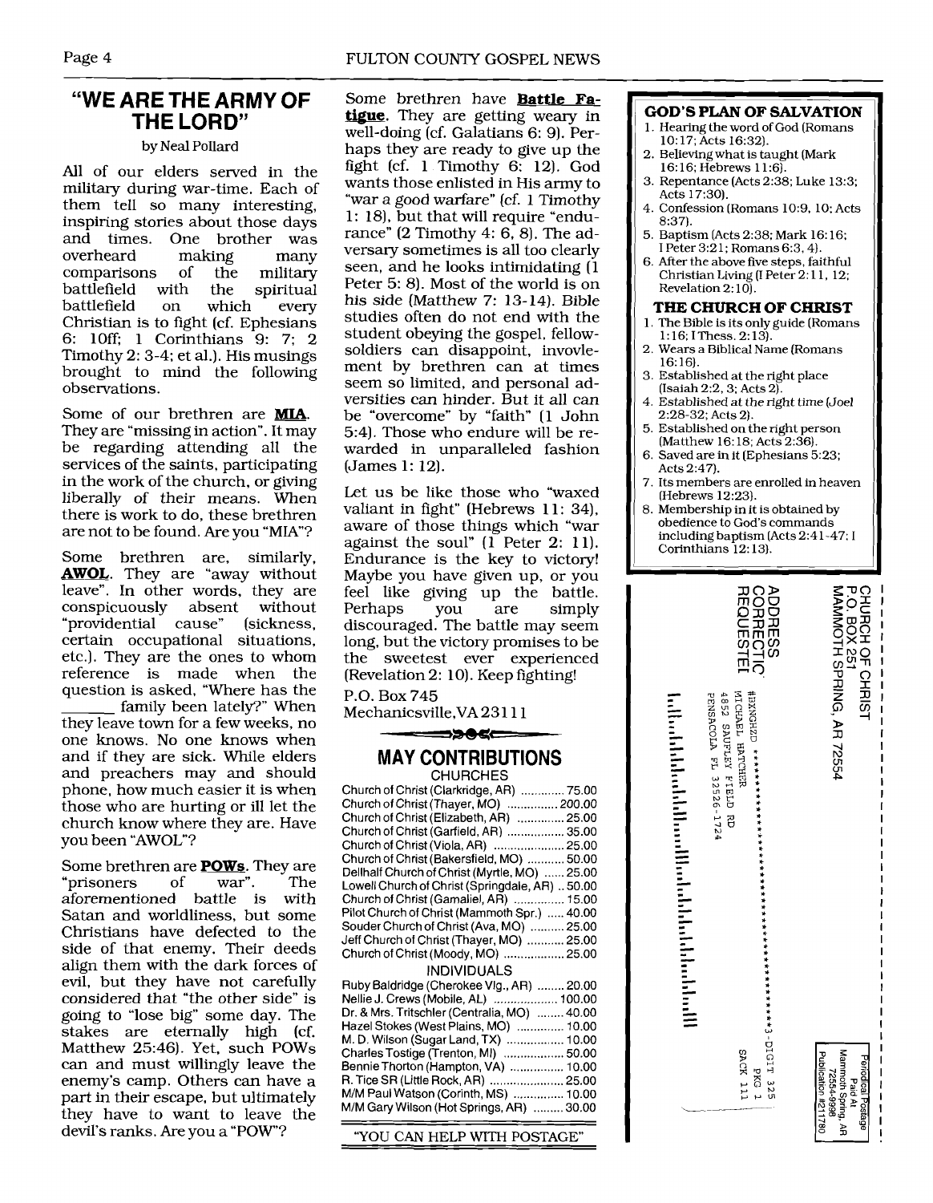## "WE ARE THE ARMY OF THE LORD"

by Neal Pollard

All of our elders served in the military during war-time. Each of them tell so many interesting, inspiring stories about those days and times. One brother was overheard making many comparisons of the military battlefield with the spiritual battlefield on which every Christian is to fight (cf. Ephesians 6: 10ff; 1 Corinthians 9: 7; 2 Timothy 2: 3-4; et al.). His musings brought to mind the following observations.

Some of our brethren are **MIA**. They are "missing in action". It may be regarding attending all the services of the saints, participating in the work of the church, or giving liberally of their means. When there is work to do, these brethren are not to be found. Are you "MIA"?

Some brethren are, similarly, **AWOL**. They are "away without leave". In other words, they are conspicuously absent without "providential cause" (sickness, certain occupational situations, etc.). They are the ones to whom reference is made when the question is asked, "Where has the ______ family been lately?" When they leave town for a few weeks, no one knows. No one knows when and if they are sick. While elders and preachers may and should phone, how much easier it is when those who are hurting or ill let the church know where they are. Have you been "AWOL"?

Some brethren are **POWs**. They are "prisoners of war". The aforementioned battle is with Satan and worldliness, but some Christians have defected to the side of that enemy. Their deeds align them with the dark forces of evil, but they have not carefully considered that "the other side" is going to "lose big" some day. The stakes are eternally high (cf. Matthew 25:46). Yet, such POWs can and must willingly leave the enemy's camp. Others can have a part in their escape, but ultimately they have to want to leave the devil's ranks. Are you a "POW"?

Some brethren have **Battle Fatigue**. They are getting weary in well-doing (cf. Galatians 6: 9). Perhaps they are ready to give up the fight (cf. 1 Timothy 6: 12). God wants those enlisted in His army to "war a good warfare" (cf. 1 Timothy 1: 18), but that will require "endurance" (2 Timothy 4: 6, 8). The adversary sometimes is all too clearly seen, and he looks intimidating (1 Peter 5: 8). Most of the world is on his side (Matthew 7: 13-14). Bible studies often do not end with the student obeying the gospel, fellow-soldiers can disappoint, involvement by brethren can at times seem so limited, and personal adversities can hinder. But it all can be "overcome" by "faith" (1 John 5:4). Those who endure will be rewarded in unparalleled fashion (James 1: 12).

Let us be like those who "waxed valiant in fight" (Hebrews 11: 34), aware of those things which "war against the soul" (1 Peter 2: 11). Endurance is the key to victory! Maybe you have given up, or you feel like giving up the battle. Perhaps you are simply discouraged. The battle may seem long, but the victory promises to be the sweetest ever experienced (Revelation 2: 10). Keep fighting!

P.O. Box 745
Mechanicsville, VA 23111

## MAY CONTRIBUTIONS

### CHURCHES

| | |
|---|---|
| Church of Christ (Clarkridge, AR) | 75.00 |
| Church of Christ (Thayer, MO) | 200.00 |
| Church of Christ (Elizabeth, AR) | 25.00 |
| Church of Christ (Garfield, AR) | 35.00 |
| Church of Christ (Viola, AR) | 25.00 |
| Church of Christ (Bakersfield, MO) | 50.00 |
| Dellhalf Church of Christ (Myrtle, MO) | 25.00 |
| Lowell Church of Christ (Springdale, AR) | 50.00 |
| Church of Christ (Gamaliel, AR) | 15.00 |
| Pilot Church of Christ (Mammoth Spr.) | 40.00 |
| Souder Church of Christ (Ava, MO) | 25.00 |
| Jeff Church of Christ (Thayer, MO) | 25.00 |
| Church of Christ (Moody, MO) | 25.00 |

### INDIVIDUALS

| | |
|---|---|
| Ruby Baldridge (Cherokee Vlg., AR) | 20.00 |
| Nellie J. Crews (Mobile, AL) | 100.00 |
| Dr. & Mrs. Tritschler (Centralia, MO) | 40.00 |
| Hazel Stokes (West Plains, MO) | 10.00 |
| M. D. Wilson (Sugar Land, TX) | 10.00 |
| Charles Tostige (Trenton, MI) | 50.00 |
| Bennie Thorton (Hampton, VA) | 10.00 |
| R. Tice SR (Little Rock, AR) | 25.00 |
| M/M Paul Watson (Corinth, MS) | 10.00 |
| M/M Gary Wilson (Hot Springs, AR) | 30.00 |

"YOU CAN HELP WITH POSTAGE"

## GOD'S PLAN OF SALVATION

1. Hearing the word of God (Romans 10:17; Acts 16:32).
2. Believing what is taught (Mark 16:16; Hebrews 11:6).
3. Repentance (Acts 2:38; Luke 13:3; Acts 17:30).
4. Confession (Romans 10:9, 10; Acts 8:37).
5. Baptism (Acts 2:38; Mark 16:16; I Peter 3:21; Romans 6:3, 4).
6. After the above five steps, faithful Christian Living (I Peter 2:11, 12; Revelation 2:10).

## THE CHURCH OF CHRIST

1. The Bible is its only guide (Romans 1:16; I Thess. 2:13).
2. Wears a Biblical Name (Romans 16:16).
3. Established at the right place (Isaiah 2:2, 3; Acts 2).
4. Established at the right time (Joel 2:28-32; Acts 2).
5. Established on the right person (Matthew 16:18; Acts 2:36).
6. Saved are in it (Ephesians 5:23; Acts 2:47).
7. Its members are enrolled in heaven (Hebrews 12:23).
8. Membership in it is obtained by obedience to God's commands including baptism (Acts 2:41-47; I Corinthians 12:13).

CHURCH OF CHRIST
P.O. BOX 251
MAMMOTH SPRING, AR 72554

ADDRESS CORRECTION REQUESTED

#BXNCHZD ***************************3-DIGIT 325
MICHAEL HATCHER
4852 SAUFLEY FIELD RD
PENSACOLA FL 32526-1724
PKG 1
SACK 111

Periodical Postage Paid At Mammoth Spring, AR 72554-9998 Publication #211780